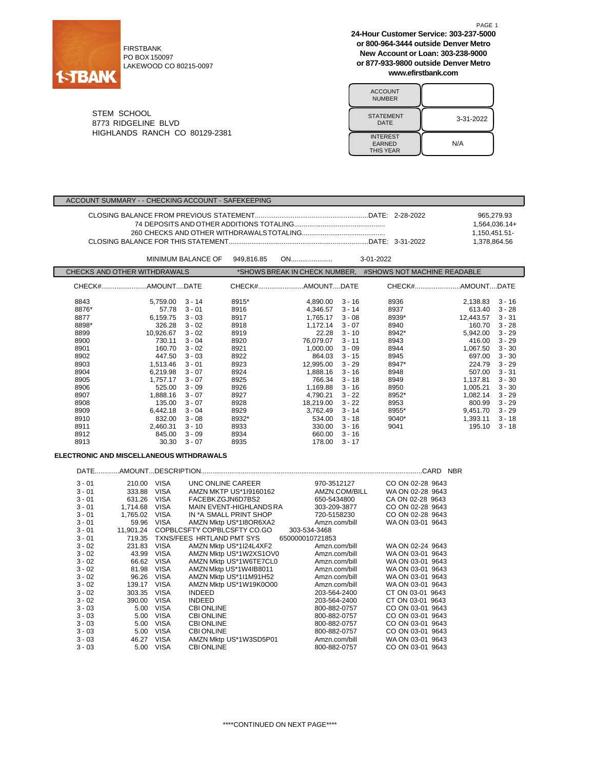FIRSTBANK
PO BOX 150097
LAKEWOOD CO 80215-0097

**24-Hour Customer Service: 303-237-5000**
**or 800-964-3444 outside Denver Metro**
**New Account or Loan: 303-238-9000**
**or 877-933-9800 outside Denver Metro**
**www.efirstbank.com**

STEM SCHOOL
8773 RIDGELINE BLVD
HIGHLANDS RANCH CO 80129-2381

| ACCOUNT NUMBER | |
|---|---|
| STATEMENT DATE | 3-31-2022 |
| INTEREST EARNED THIS YEAR | N/A |

## ACCOUNT SUMMARY - - CHECKING ACCOUNT - SAFEKEEPING

| | | |
|---|---|---|
| CLOSING BALANCE FROM PREVIOUS STATEMENT | DATE: 2-28-2022 | 965,279.93 |
| 74 DEPOSITS AND OTHER ADDITIONS TOTALING | | 1,564,036.14+ |
| 260 CHECKS AND OTHER WITHDRAWALS TOTALING | | 1,150,451.51- |
| CLOSING BALANCE FOR THIS STATEMENT | DATE: 3-31-2022 | 1,378,864.56 |

MINIMUM BALANCE OF 949,816.85 ON 3-01-2022

## CHECKS AND OTHER WITHDRAWALS

*SHOWS BREAK IN CHECK NUMBER, #SHOWS NOT MACHINE READABLE

| CHECK# | AMOUNT | DATE | CHECK# | AMOUNT | DATE | CHECK# | AMOUNT | DATE |
|---|---|---|---|---|---|---|---|---|
| 8843 | 5,759.00 | 3 - 14 | 8915* | 4,890.00 | 3 - 16 | 8936 | 2,138.83 | 3 - 16 |
| 8876* | 57.78 | 3 - 01 | 8916 | 4,346.57 | 3 - 14 | 8937 | 613.40 | 3 - 28 |
| 8877 | 6,159.75 | 3 - 03 | 8917 | 1,765.17 | 3 - 08 | 8939* | 12,443.57 | 3 - 31 |
| 8898* | 326.28 | 3 - 02 | 8918 | 1,172.14 | 3 - 07 | 8940 | 160.70 | 3 - 28 |
| 8899 | 10,926.67 | 3 - 02 | 8919 | 22.28 | 3 - 10 | 8942* | 5,942.00 | 3 - 29 |
| 8900 | 730.11 | 3 - 04 | 8920 | 76,079.07 | 3 - 11 | 8943 | 416.00 | 3 - 29 |
| 8901 | 160.70 | 3 - 02 | 8921 | 1,000.00 | 3 - 09 | 8944 | 1,067.50 | 3 - 30 |
| 8902 | 447.50 | 3 - 03 | 8922 | 864.03 | 3 - 15 | 8945 | 697.00 | 3 - 30 |
| 8903 | 1,513.46 | 3 - 01 | 8923 | 12,995.00 | 3 - 29 | 8947* | 224.79 | 3 - 29 |
| 8904 | 6,219.98 | 3 - 07 | 8924 | 1,888.16 | 3 - 16 | 8948 | 507.00 | 3 - 31 |
| 8905 | 1,757.17 | 3 - 07 | 8925 | 766.34 | 3 - 18 | 8949 | 1,137.81 | 3 - 30 |
| 8906 | 525.00 | 3 - 09 | 8926 | 1,169.88 | 3 - 16 | 8950 | 1,005.21 | 3 - 30 |
| 8907 | 1,888.16 | 3 - 07 | 8927 | 4,790.21 | 3 - 22 | 8952* | 1,082.14 | 3 - 29 |
| 8908 | 135.00 | 3 - 07 | 8928 | 18,219.00 | 3 - 22 | 8953 | 800.99 | 3 - 29 |
| 8909 | 6,442.18 | 3 - 04 | 8929 | 3,762.49 | 3 - 14 | 8955* | 9,451.70 | 3 - 29 |
| 8910 | 832.00 | 3 - 08 | 8932* | 534.00 | 3 - 18 | 9040* | 1,393.11 | 3 - 18 |
| 8911 | 2,460.31 | 3 - 10 | 8933 | 330.00 | 3 - 16 | 9041 | 195.10 | 3 - 18 |
| 8912 | 845.00 | 3 - 09 | 8934 | 660.00 | 3 - 16 | | | |
| 8913 | 30.30 | 3 - 07 | 8935 | 178.00 | 3 - 17 | | | |

## ELECTRONIC AND MISCELLANEOUS WITHDRAWALS

| DATE | AMOUNT | DESCRIPTION | | | CARD NBR |
|---|---|---|---|---|---|
| 3 - 01 | 210.00 | VISA | UNC ONLINE CAREER | 970-3512127 | CO ON 02-28 9643 |
| 3 - 01 | 333.88 | VISA | AMZN MKTP US*1I9160162 | AMZN.COM/BILL | WA ON 02-28 9643 |
| 3 - 01 | 631.26 | VISA | FACEBK ZGJN6D7BS2 | 650-5434800 | CA ON 02-28 9643 |
| 3 - 01 | 1,714.68 | VISA | MAIN EVENT-HIGHLANDS RA | 303-209-3877 | CO ON 02-28 9643 |
| 3 - 01 | 1,765.02 | VISA | IN *A SMALL PRINT SHOP | 720-5158230 | CO ON 02-28 9643 |
| 3 - 01 | 59.96 | VISA | AMZN Mktp US*1I8OR6XA2 | Amzn.com/bill | WA ON 03-01 9643 |
| 3 - 01 | 11,901.24 | COPBLCSFTY COPBLCSFTY CO.GO | | 303-534-3468 | |
| 3 - 01 | 719.35 | TXNS/FEES HRTLAND PMT SYS | | 650000010721853 | |
| 3 - 02 | 231.83 | VISA | AMZN Mktp US*1I24L4XF2 | Amzn.com/bill | WA ON 02-24 9643 |
| 3 - 02 | 43.99 | VISA | AMZN Mktp US*1W2XS1OV0 | Amzn.com/bill | WA ON 03-01 9643 |
| 3 - 02 | 66.62 | VISA | AMZN Mktp US*1W6TE7CL0 | Amzn.com/bill | WA ON 03-01 9643 |
| 3 - 02 | 81.98 | VISA | AMZN Mktp US*1W4IB8011 | Amzn.com/bill | WA ON 03-01 9643 |
| 3 - 02 | 96.26 | VISA | AMZN Mktp US*1I1M91H52 | Amzn.com/bill | WA ON 03-01 9643 |
| 3 - 02 | 139.17 | VISA | AMZN Mktp US*1W19K0O00 | Amzn.com/bill | WA ON 03-01 9643 |
| 3 - 02 | 303.35 | VISA | INDEED | 203-564-2400 | CT ON 03-01 9643 |
| 3 - 02 | 390.00 | VISA | INDEED | 203-564-2400 | CT ON 03-01 9643 |
| 3 - 03 | 5.00 | VISA | CBI ONLINE | 800-882-0757 | CO ON 03-01 9643 |
| 3 - 03 | 5.00 | VISA | CBI ONLINE | 800-882-0757 | CO ON 03-01 9643 |
| 3 - 03 | 5.00 | VISA | CBI ONLINE | 800-882-0757 | CO ON 03-01 9643 |
| 3 - 03 | 5.00 | VISA | CBI ONLINE | 800-882-0757 | CO ON 03-01 9643 |
| 3 - 03 | 46.27 | VISA | AMZN Mktp US*1W3SD5P01 | Amzn.com/bill | WA ON 03-01 9643 |
| 3 - 03 | 5.00 | VISA | CBI ONLINE | 800-882-0757 | CO ON 03-01 9643 |

****CONTINUED ON NEXT PAGE****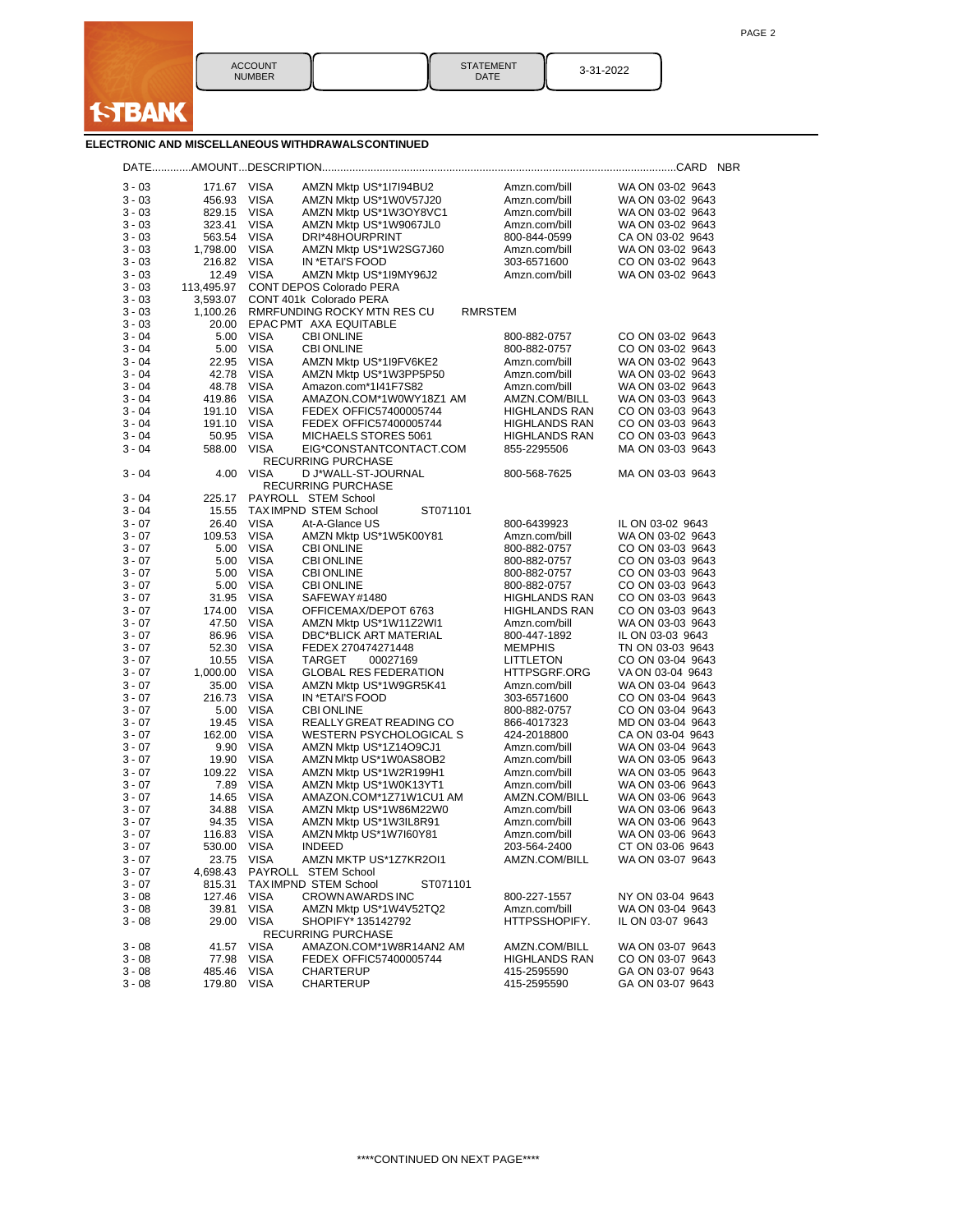1STBANK

| ACCOUNT NUMBER | | STATEMENT DATE | 3-31-2022 |
|---|---|---|---|

## ELECTRONIC AND MISCELLANEOUS WITHDRAWALS CONTINUED

| DATE | AMOUNT | DESCRIPTION | | | | CARD NBR |
|---|---|---|---|---|---|---|
| 3 - 03 | 171.67 | VISA | AMZN Mktp US*1I7I94BU2 | Amzn.com/bill | WA ON 03-02 | 9643 |
| 3 - 03 | 456.93 | VISA | AMZN Mktp US*1W0V57J20 | Amzn.com/bill | WA ON 03-02 | 9643 |
| 3 - 03 | 829.15 | VISA | AMZN Mktp US*1W3OY8VC1 | Amzn.com/bill | WA ON 03-02 | 9643 |
| 3 - 03 | 323.41 | VISA | AMZN Mktp US*1W9067JL0 | Amzn.com/bill | WA ON 03-02 | 9643 |
| 3 - 03 | 563.54 | VISA | DRI*48HOURPRINT | 800-844-0599 | CA ON 03-02 | 9643 |
| 3 - 03 | 1,798.00 | VISA | AMZN Mktp US*1W2SG7J60 | Amzn.com/bill | WA ON 03-02 | 9643 |
| 3 - 03 | 216.82 | VISA | IN *ETAI'S FOOD | 303-6571600 | CO ON 03-02 | 9643 |
| 3 - 03 | 12.49 | VISA | AMZN Mktp US*1I9MY96J2 | Amzn.com/bill | WA ON 03-02 | 9643 |
| 3 - 03 | 113,495.97 | CONT DEPOS Colorado PERA | | | | |
| 3 - 03 | 3,593.07 | CONT 401k Colorado PERA | | | | |
| 3 - 03 | 1,100.26 | RMRFUNDING ROCKY MTN RES CU | RMRSTEM | | | |
| 3 - 03 | 20.00 | EPAC PMT AXA EQUITABLE | | | | |
| 3 - 04 | 5.00 | VISA | CBI ONLINE | 800-882-0757 | CO ON 03-02 | 9643 |
| 3 - 04 | 5.00 | VISA | CBI ONLINE | 800-882-0757 | CO ON 03-02 | 9643 |
| 3 - 04 | 22.95 | VISA | AMZN Mktp US*1I9FV6KE2 | Amzn.com/bill | WA ON 03-02 | 9643 |
| 3 - 04 | 42.78 | VISA | AMZN Mktp US*1W3PP5P50 | Amzn.com/bill | WA ON 03-02 | 9643 |
| 3 - 04 | 48.78 | VISA | Amazon.com*1I41F7S82 | Amzn.com/bill | WA ON 03-02 | 9643 |
| 3 - 04 | 419.86 | VISA | AMAZON.COM*1W0WY18Z1 AM | AMZN.COM/BILL | WA ON 03-03 | 9643 |
| 3 - 04 | 191.10 | VISA | FEDEX OFFIC57400005744 | HIGHLANDS RAN | CO ON 03-03 | 9643 |
| 3 - 04 | 191.10 | VISA | FEDEX OFFIC57400005744 | HIGHLANDS RAN | CO ON 03-03 | 9643 |
| 3 - 04 | 50.95 | VISA | MICHAELS STORES 5061 | HIGHLANDS RAN | CO ON 03-03 | 9643 |
| 3 - 04 | 588.00 | VISA | EIG*CONSTANTCONTACT.COM RECURRING PURCHASE | 855-2295506 | MA ON 03-03 | 9643 |
| 3 - 04 | 4.00 | VISA | D J*WALL-ST-JOURNAL RECURRING PURCHASE | 800-568-7625 | MA ON 03-03 | 9643 |
| 3 - 04 | 225.17 | PAYROLL STEM School | | | | |
| 3 - 04 | 15.55 | TAX IMPND STEM School | ST071101 | | | |
| 3 - 07 | 26.40 | VISA | At-A-Glance US | 800-6439923 | IL ON 03-02 | 9643 |
| 3 - 07 | 109.53 | VISA | AMZN Mktp US*1W5K00Y81 | Amzn.com/bill | WA ON 03-02 | 9643 |
| 3 - 07 | 5.00 | VISA | CBI ONLINE | 800-882-0757 | CO ON 03-03 | 9643 |
| 3 - 07 | 5.00 | VISA | CBI ONLINE | 800-882-0757 | CO ON 03-03 | 9643 |
| 3 - 07 | 5.00 | VISA | CBI ONLINE | 800-882-0757 | CO ON 03-03 | 9643 |
| 3 - 07 | 5.00 | VISA | CBI ONLINE | 800-882-0757 | CO ON 03-03 | 9643 |
| 3 - 07 | 31.95 | VISA | SAFEWAY #1480 | HIGHLANDS RAN | CO ON 03-03 | 9643 |
| 3 - 07 | 174.00 | VISA | OFFICEMAX/DEPOT 6763 | HIGHLANDS RAN | CO ON 03-03 | 9643 |
| 3 - 07 | 47.50 | VISA | AMZN Mktp US*1W11Z2WI1 | Amzn.com/bill | WA ON 03-03 | 9643 |
| 3 - 07 | 86.96 | VISA | DBC*BLICK ART MATERIAL | 800-447-1892 | IL ON 03-03 | 9643 |
| 3 - 07 | 52.30 | VISA | FEDEX 270474271448 | MEMPHIS | TN ON 03-03 | 9643 |
| 3 - 07 | 10.55 | VISA | TARGET 00027169 | LITTLETON | CO ON 03-04 | 9643 |
| 3 - 07 | 1,000.00 | VISA | GLOBAL RES FEDERATION | HTTPSGRF.ORG | VA ON 03-04 | 9643 |
| 3 - 07 | 35.00 | VISA | AMZN Mktp US*1W9GR5K41 | Amzn.com/bill | WA ON 03-04 | 9643 |
| 3 - 07 | 216.73 | VISA | IN *ETAI'S FOOD | 303-6571600 | CO ON 03-04 | 9643 |
| 3 - 07 | 5.00 | VISA | CBI ONLINE | 800-882-0757 | CO ON 03-04 | 9643 |
| 3 - 07 | 19.45 | VISA | REALLY GREAT READING CO | 866-4017323 | MD ON 03-04 | 9643 |
| 3 - 07 | 162.00 | VISA | WESTERN PSYCHOLOGICAL S | 424-2018800 | CA ON 03-04 | 9643 |
| 3 - 07 | 9.90 | VISA | AMZN Mktp US*1Z14O9CJ1 | Amzn.com/bill | WA ON 03-04 | 9643 |
| 3 - 07 | 19.90 | VISA | AMZN Mktp US*1W0AS8OB2 | Amzn.com/bill | WA ON 03-05 | 9643 |
| 3 - 07 | 109.22 | VISA | AMZN Mktp US*1W2R199H1 | Amzn.com/bill | WA ON 03-05 | 9643 |
| 3 - 07 | 7.89 | VISA | AMZN Mktp US*1W0K13YT1 | Amzn.com/bill | WA ON 03-06 | 9643 |
| 3 - 07 | 14.65 | VISA | AMAZON.COM*1Z71W1CU1 AM | AMZN.COM/BILL | WA ON 03-06 | 9643 |
| 3 - 07 | 34.88 | VISA | AMZN Mktp US*1W86M22W0 | Amzn.com/bill | WA ON 03-06 | 9643 |
| 3 - 07 | 94.35 | VISA | AMZN Mktp US*1W3IL8R91 | Amzn.com/bill | WA ON 03-06 | 9643 |
| 3 - 07 | 116.83 | VISA | AMZN Mktp US*1W7I60Y81 | Amzn.com/bill | WA ON 03-06 | 9643 |
| 3 - 07 | 530.00 | VISA | INDEED | 203-564-2400 | CT ON 03-06 | 9643 |
| 3 - 07 | 23.75 | VISA | AMZN MKTP US*1Z7KR2OI1 | AMZN.COM/BILL | WA ON 03-07 | 9643 |
| 3 - 07 | 4,698.43 | PAYROLL STEM School | | | | |
| 3 - 07 | 815.31 | TAX IMPND STEM School | ST071101 | | | |
| 3 - 08 | 127.46 | VISA | CROWN AWARDS INC | 800-227-1557 | NY ON 03-04 | 9643 |
| 3 - 08 | 39.81 | VISA | AMZN Mktp US*1W4V52TQ2 | Amzn.com/bill | WA ON 03-04 | 9643 |
| 3 - 08 | 29.00 | VISA | SHOPIFY* 135142792 RECURRING PURCHASE | HTTPSSHOPIFY. | IL ON 03-07 | 9643 |
| 3 - 08 | 41.57 | VISA | AMAZON.COM*1W8R14AN2 AM | AMZN.COM/BILL | WA ON 03-07 | 9643 |
| 3 - 08 | 77.98 | VISA | FEDEX OFFIC57400005744 | HIGHLANDS RAN | CO ON 03-07 | 9643 |
| 3 - 08 | 485.46 | VISA | CHARTERUP | 415-2595590 | GA ON 03-07 | 9643 |
| 3 - 08 | 179.80 | VISA | CHARTERUP | 415-2595590 | GA ON 03-07 | 9643 |

****CONTINUED ON NEXT PAGE****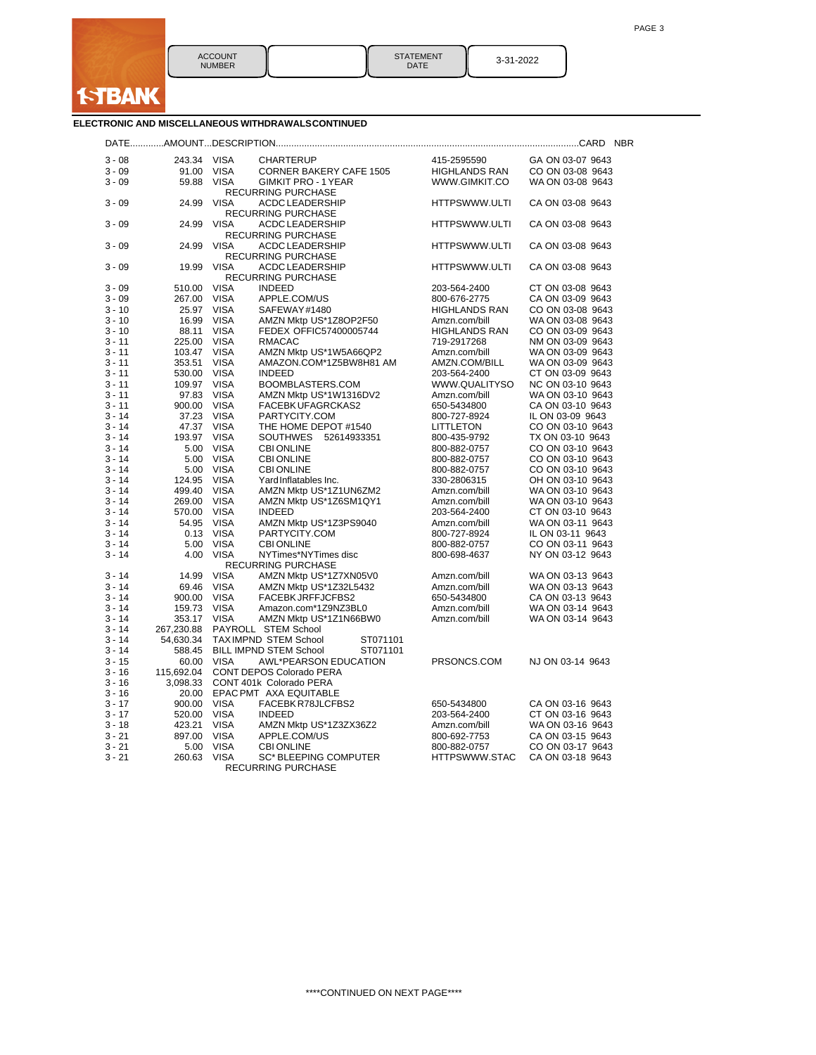1STBANK

| ACCOUNT NUMBER | | STATEMENT DATE | 3-31-2022 |
|---|---|---|---|

## ELECTRONIC AND MISCELLANEOUS WITHDRAWALS CONTINUED

| DATE | AMOUNT | DESCRIPTION | | | CARD NBR |
|---|---|---|---|---|---|
| 3 - 08 | 243.34 | VISA | CHARTERUP | 415-2595590 | GA ON 03-07 9643 |
| 3 - 09 | 91.00 | VISA | CORNER BAKERY CAFE 1505 | HIGHLANDS RAN | CO ON 03-08 9643 |
| 3 - 09 | 59.88 | VISA | GIMKIT PRO - 1 YEAR RECURRING PURCHASE | WWW.GIMKIT.CO | WA ON 03-08 9643 |
| 3 - 09 | 24.99 | VISA | ACDC LEADERSHIP RECURRING PURCHASE | HTTPSWWW.ULTI | CA ON 03-08 9643 |
| 3 - 09 | 24.99 | VISA | ACDC LEADERSHIP RECURRING PURCHASE | HTTPSWWW.ULTI | CA ON 03-08 9643 |
| 3 - 09 | 24.99 | VISA | ACDC LEADERSHIP RECURRING PURCHASE | HTTPSWWW.ULTI | CA ON 03-08 9643 |
| 3 - 09 | 19.99 | VISA | ACDC LEADERSHIP RECURRING PURCHASE | HTTPSWWW.ULTI | CA ON 03-08 9643 |
| 3 - 09 | 510.00 | VISA | INDEED | 203-564-2400 | CT ON 03-08 9643 |
| 3 - 09 | 267.00 | VISA | APPLE.COM/US | 800-676-2775 | CA ON 03-09 9643 |
| 3 - 10 | 25.97 | VISA | SAFEWAY #1480 | HIGHLANDS RAN | CO ON 03-08 9643 |
| 3 - 10 | 16.99 | VISA | AMZN Mktp US*1Z8OP2F50 | Amzn.com/bill | WA ON 03-08 9643 |
| 3 - 10 | 88.11 | VISA | FEDEX OFFIC57400005744 | HIGHLANDS RAN | CO ON 03-09 9643 |
| 3 - 11 | 225.00 | VISA | RMACAC | 719-2917268 | NM ON 03-09 9643 |
| 3 - 11 | 103.47 | VISA | AMZN Mktp US*1W5A66QP2 | Amzn.com/bill | WA ON 03-09 9643 |
| 3 - 11 | 353.51 | VISA | AMAZON.COM*1Z5BW8H81 AM | AMZN.COM/BILL | WA ON 03-09 9643 |
| 3 - 11 | 530.00 | VISA | INDEED | 203-564-2400 | CT ON 03-09 9643 |
| 3 - 11 | 109.97 | VISA | BOOMBLASTERS.COM | WWW.QUALITYSO | NC ON 03-10 9643 |
| 3 - 11 | 97.83 | VISA | AMZN Mktp US*1W1316DV2 | Amzn.com/bill | WA ON 03-10 9643 |
| 3 - 11 | 900.00 | VISA | FACEBK UFAGRCKAS2 | 650-5434800 | CA ON 03-10 9643 |
| 3 - 14 | 37.23 | VISA | PARTYCITY.COM | 800-727-8924 | IL ON 03-09 9643 |
| 3 - 14 | 47.37 | VISA | THE HOME DEPOT #1540 | LITTLETON | CO ON 03-10 9643 |
| 3 - 14 | 193.97 | VISA | SOUTHWES 52614933351 | 800-435-9792 | TX ON 03-10 9643 |
| 3 - 14 | 5.00 | VISA | CBI ONLINE | 800-882-0757 | CO ON 03-10 9643 |
| 3 - 14 | 5.00 | VISA | CBI ONLINE | 800-882-0757 | CO ON 03-10 9643 |
| 3 - 14 | 5.00 | VISA | CBI ONLINE | 800-882-0757 | CO ON 03-10 9643 |
| 3 - 14 | 124.95 | VISA | Yard Inflatables Inc. | 330-2806315 | OH ON 03-10 9643 |
| 3 - 14 | 499.40 | VISA | AMZN Mktp US*1Z1UN6ZM2 | Amzn.com/bill | WA ON 03-10 9643 |
| 3 - 14 | 269.00 | VISA | AMZN Mktp US*1Z6SM1QY1 | Amzn.com/bill | WA ON 03-10 9643 |
| 3 - 14 | 570.00 | VISA | INDEED | 203-564-2400 | CT ON 03-10 9643 |
| 3 - 14 | 54.95 | VISA | AMZN Mktp US*1Z3PS9040 | Amzn.com/bill | WA ON 03-11 9643 |
| 3 - 14 | 0.13 | VISA | PARTYCITY.COM | 800-727-8924 | IL ON 03-11 9643 |
| 3 - 14 | 5.00 | VISA | CBI ONLINE | 800-882-0757 | CO ON 03-11 9643 |
| 3 - 14 | 4.00 | VISA | NYTimes*NYTimes disc RECURRING PURCHASE | 800-698-4637 | NY ON 03-12 9643 |
| 3 - 14 | 14.99 | VISA | AMZN Mktp US*1Z7XN05V0 | Amzn.com/bill | WA ON 03-13 9643 |
| 3 - 14 | 69.46 | VISA | AMZN Mktp US*1Z32L5432 | Amzn.com/bill | WA ON 03-13 9643 |
| 3 - 14 | 900.00 | VISA | FACEBK JRFFJCFBS2 | 650-5434800 | CA ON 03-13 9643 |
| 3 - 14 | 159.73 | VISA | Amazon.com*1Z9NZ3BL0 | Amzn.com/bill | WA ON 03-14 9643 |
| 3 - 14 | 353.17 | VISA | AMZN Mktp US*1Z1N66BW0 | Amzn.com/bill | WA ON 03-14 9643 |
| 3 - 14 | 267,230.88 | PAYROLL | STEM School | | |
| 3 - 14 | 54,630.34 | TAX IMPND | STEM School ST071101 | | |
| 3 - 14 | 588.45 | BILL IMPND | STEM School ST071101 | | |
| 3 - 15 | 60.00 | VISA | AWL*PEARSON EDUCATION | PRSONCS.COM | NJ ON 03-14 9643 |
| 3 - 16 | 115,692.04 | CONT DEPOS | Colorado PERA | | |
| 3 - 16 | 3,098.33 | CONT 401k | Colorado PERA | | |
| 3 - 16 | 20.00 | EPAC PMT | AXA EQUITABLE | | |
| 3 - 17 | 900.00 | VISA | FACEBK R78JLCFBS2 | 650-5434800 | CA ON 03-16 9643 |
| 3 - 17 | 520.00 | VISA | INDEED | 203-564-2400 | CT ON 03-16 9643 |
| 3 - 18 | 423.21 | VISA | AMZN Mktp US*1Z3ZX36Z2 | Amzn.com/bill | WA ON 03-16 9643 |
| 3 - 21 | 897.00 | VISA | APPLE.COM/US | 800-692-7753 | CA ON 03-15 9643 |
| 3 - 21 | 5.00 | VISA | CBI ONLINE | 800-882-0757 | CO ON 03-17 9643 |
| 3 - 21 | 260.63 | VISA | SC* BLEEPING COMPUTER RECURRING PURCHASE | HTTPSWWW.STAC | CA ON 03-18 9643 |

\*\*\*\*CONTINUED ON NEXT PAGE\*\*\*\*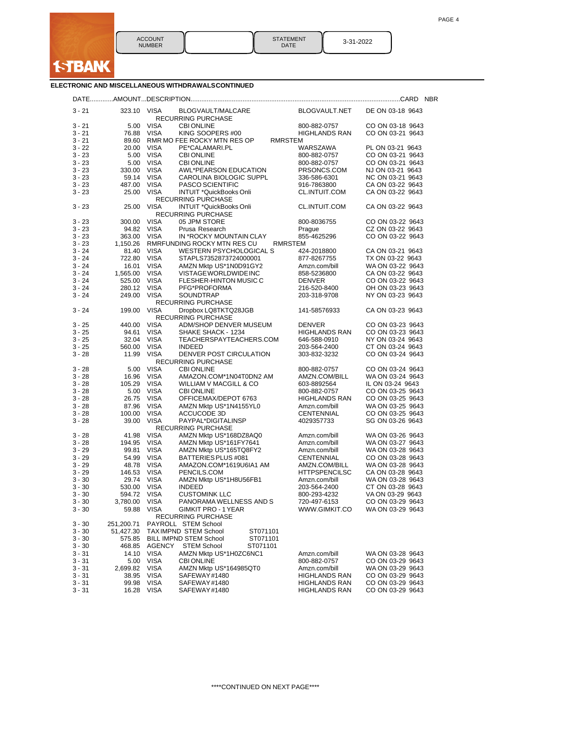1STBANK

| ACCOUNT NUMBER | | STATEMENT DATE | 3-31-2022 |
|---|---|---|---|

## ELECTRONIC AND MISCELLANEOUS WITHDRAWALS CONTINUED

| DATE | AMOUNT | DESCRIPTION | | | CARD NBR |
|---|---|---|---|---|---|
| 3 - 21 | 323.10 | VISA BLOGVAULT/MALCARE RECURRING PURCHASE | BLOGVAULT.NET | DE ON 03-18 | 9643 |
| 3 - 21 | 5.00 | VISA CBI ONLINE | 800-882-0757 | CO ON 03-18 | 9643 |
| 3 - 21 | 76.88 | VISA KING SOOPERS #00 | HIGHLANDS RAN | CO ON 03-21 | 9643 |
| 3 - 21 | 89.60 | RMR MO FEE ROCKY MTN RES OP RMRSTEM | | | |
| 3 - 22 | 20.00 | VISA PE*CALAMARI.PL | WARSZAWA | PL ON 03-21 | 9643 |
| 3 - 23 | 5.00 | VISA CBI ONLINE | 800-882-0757 | CO ON 03-21 | 9643 |
| 3 - 23 | 5.00 | VISA CBI ONLINE | 800-882-0757 | CO ON 03-21 | 9643 |
| 3 - 23 | 330.00 | VISA AWL*PEARSON EDUCATION | PRSONCS.COM | NJ ON 03-21 | 9643 |
| 3 - 23 | 59.14 | VISA CAROLINA BIOLOGIC SUPPL | 336-586-6301 | NC ON 03-21 | 9643 |
| 3 - 23 | 487.00 | VISA PASCO SCIENTIFIC | 916-7863800 | CA ON 03-22 | 9643 |
| 3 - 23 | 25.00 | VISA INTUIT *QuickBooks Onli RECURRING PURCHASE | CL.INTUIT.COM | CA ON 03-22 | 9643 |
| 3 - 23 | 25.00 | VISA INTUIT *QuickBooks Onli RECURRING PURCHASE | CL.INTUIT.COM | CA ON 03-22 | 9643 |
| 3 - 23 | 300.00 | VISA 05 JPM STORE | 800-8036755 | CO ON 03-22 | 9643 |
| 3 - 23 | 94.82 | VISA Prusa Research | Prague | CZ ON 03-22 | 9643 |
| 3 - 23 | 363.00 | VISA IN *ROCKY MOUNTAIN CLAY | 855-4625296 | CO ON 03-22 | 9643 |
| 3 - 23 | 1,150.26 | RMRFUNDING ROCKY MTN RES CU RMRSTEM | | | |
| 3 - 24 | 81.40 | VISA WESTERN PSYCHOLOGICAL S | 424-2018800 | CA ON 03-21 | 9643 |
| 3 - 24 | 722.80 | VISA STAPLS7352873724000001 | 877-8267755 | TX ON 03-22 | 9643 |
| 3 - 24 | 16.01 | VISA AMZN Mktp US*1N0D91GY2 | Amzn.com/bill | WA ON 03-22 | 9643 |
| 3 - 24 | 1,565.00 | VISA VISTAGEWORLDWIDE INC | 858-5236800 | CA ON 03-22 | 9643 |
| 3 - 24 | 525.00 | VISA FLESHER-HINTON MUSIC C | DENVER | CO ON 03-22 | 9643 |
| 3 - 24 | 280.12 | VISA PFG*PROFORMA | 216-520-8400 | OH ON 03-23 | 9643 |
| 3 - 24 | 249.00 | VISA SOUNDTRAP RECURRING PURCHASE | 203-318-9708 | NY ON 03-23 | 9643 |
| 3 - 24 | 199.00 | VISA Dropbox LQ8TKTQ28JGB RECURRING PURCHASE | 141-58576933 | CA ON 03-23 | 9643 |
| 3 - 25 | 440.00 | VISA ADM/SHOP DENVER MUSEUM | DENVER | CO ON 03-23 | 9643 |
| 3 - 25 | 94.61 | VISA SHAKE SHACK - 1234 | HIGHLANDS RAN | CO ON 03-23 | 9643 |
| 3 - 25 | 32.04 | VISA TEACHERSPAYTEACHERS.COM | 646-588-0910 | NY ON 03-24 | 9643 |
| 3 - 25 | 560.00 | VISA INDEED | 203-564-2400 | CT ON 03-24 | 9643 |
| 3 - 28 | 11.99 | VISA DENVER POST CIRCULATION RECURRING PURCHASE | 303-832-3232 | CO ON 03-24 | 9643 |
| 3 - 28 | 5.00 | VISA CBI ONLINE | 800-882-0757 | CO ON 03-24 | 9643 |
| 3 - 28 | 16.96 | VISA AMAZON.COM*1N04T0DN2 AM | AMZN.COM/BILL | WA ON 03-24 | 9643 |
| 3 - 28 | 105.29 | VISA WILLIAM V MACGILL & CO | 603-8892564 | IL ON 03-24 | 9643 |
| 3 - 28 | 5.00 | VISA CBI ONLINE | 800-882-0757 | CO ON 03-25 | 9643 |
| 3 - 28 | 26.75 | VISA OFFICEMAX/DEPOT 6763 | HIGHLANDS RAN | CO ON 03-25 | 9643 |
| 3 - 28 | 87.96 | VISA AMZN Mktp US*1N4155YL0 | Amzn.com/bill | WA ON 03-25 | 9643 |
| 3 - 28 | 100.00 | VISA ACCUCODE 3D | CENTENNIAL | CO ON 03-25 | 9643 |
| 3 - 28 | 39.00 | VISA PAYPAL*DIGITALINSP RECURRING PURCHASE | 4029357733 | SG ON 03-26 | 9643 |
| 3 - 28 | 41.98 | VISA AMZN Mktp US*168DZ8AQ0 | Amzn.com/bill | WA ON 03-26 | 9643 |
| 3 - 28 | 194.95 | VISA AMZN Mktp US*161FY7641 | Amzn.com/bill | WA ON 03-27 | 9643 |
| 3 - 29 | 99.81 | VISA AMZN Mktp US*165TQ8FY2 | Amzn.com/bill | WA ON 03-28 | 9643 |
| 3 - 29 | 54.99 | VISA BATTERIES PLUS #081 | CENTENNIAL | CO ON 03-28 | 9643 |
| 3 - 29 | 48.78 | VISA AMAZON.COM*1619U6IA1 AM | AMZN.COM/BILL | WA ON 03-28 | 9643 |
| 3 - 29 | 146.53 | VISA PENCILS.COM | HTTPSPENCILSC | CA ON 03-28 | 9643 |
| 3 - 30 | 29.74 | VISA AMZN Mktp US*1H8U56FB1 | Amzn.com/bill | WA ON 03-28 | 9643 |
| 3 - 30 | 530.00 | VISA INDEED | 203-564-2400 | CT ON 03-28 | 9643 |
| 3 - 30 | 594.72 | VISA CUSTOMINK LLC | 800-293-4232 | VA ON 03-29 | 9643 |
| 3 - 30 | 3,780.00 | VISA PANORAMA WELLNESS AND S | 720-497-6153 | CO ON 03-29 | 9643 |
| 3 - 30 | 59.88 | VISA GIMKIT PRO - 1 YEAR RECURRING PURCHASE | WWW.GIMKIT.CO | WA ON 03-29 | 9643 |
| 3 - 30 | 251,200.71 | PAYROLL STEM School | | | |
| 3 - 30 | 51,427.30 | TAX IMPND STEM School ST071101 | | | |
| 3 - 30 | 575.85 | BILL IMPND STEM School ST071101 | | | |
| 3 - 30 | 468.85 | AGENCY STEM School ST071101 | | | |
| 3 - 31 | 14.10 | VISA AMZN Mktp US*1H0ZC6NC1 | Amzn.com/bill | WA ON 03-28 | 9643 |
| 3 - 31 | 5.00 | VISA CBI ONLINE | 800-882-0757 | CO ON 03-29 | 9643 |
| 3 - 31 | 2,699.82 | VISA AMZN Mktp US*164985QT0 | Amzn.com/bill | WA ON 03-29 | 9643 |
| 3 - 31 | 38.95 | VISA SAFEWAY #1480 | HIGHLANDS RAN | CO ON 03-29 | 9643 |
| 3 - 31 | 99.98 | VISA SAFEWAY #1480 | HIGHLANDS RAN | CO ON 03-29 | 9643 |
| 3 - 31 | 16.28 | VISA SAFEWAY #1480 | HIGHLANDS RAN | CO ON 03-29 | 9643 |

\****CONTINUED ON NEXT PAGE****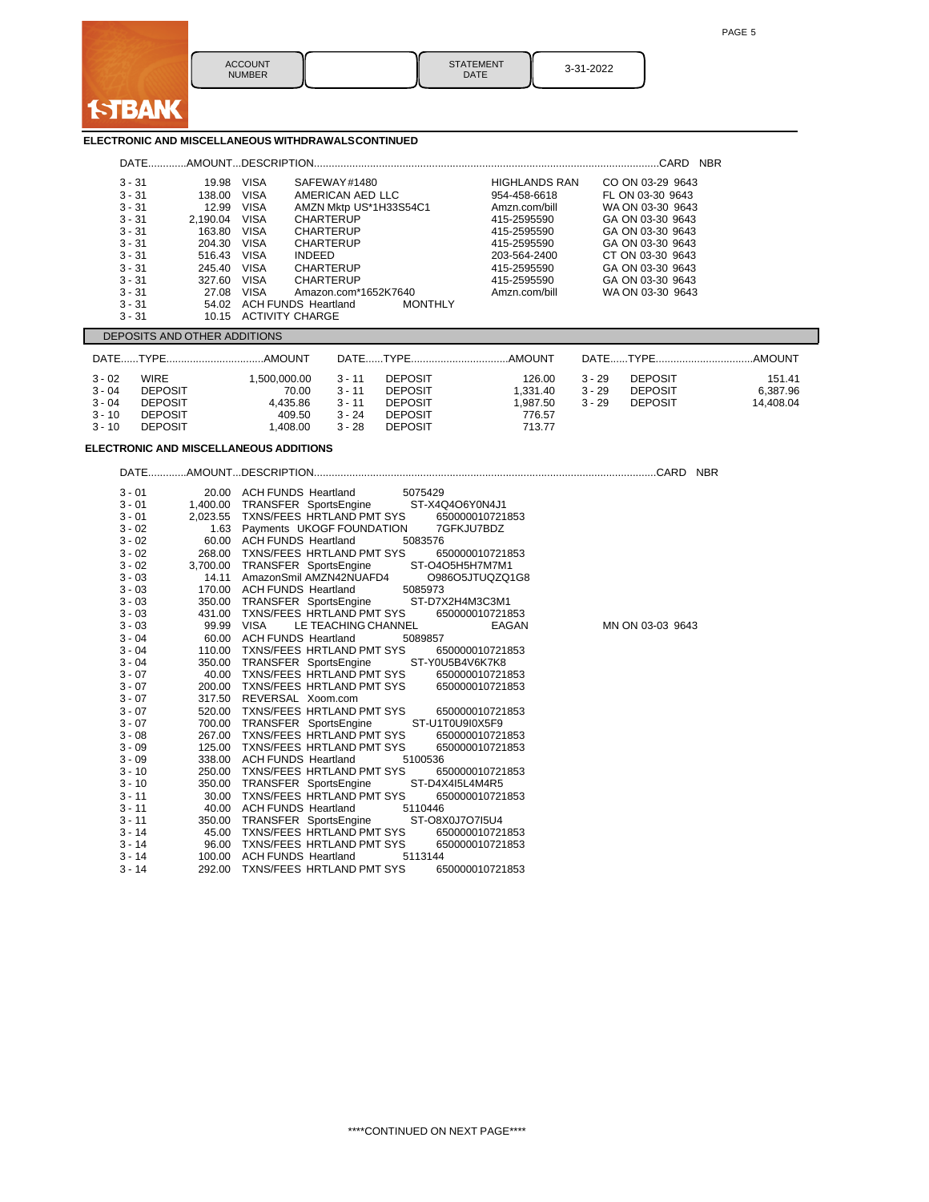1STBANK

| ACCOUNT NUMBER | | STATEMENT DATE | 3-31-2022 |
|---|---|---|---|

## ELECTRONIC AND MISCELLANEOUS WITHDRAWALS CONTINUED

| DATE | AMOUNT | DESCRIPTION | | | CARD NBR |
|---|---|---|---|---|---|
| 3 - 31 | 19.98 | VISA | SAFEWAY #1480 | HIGHLANDS RAN | CO ON 03-29 9643 |
| 3 - 31 | 138.00 | VISA | AMERICAN AED LLC | 954-458-6618 | FL ON 03-30 9643 |
| 3 - 31 | 12.99 | VISA | AMZN Mktp US*1H33S54C1 | Amzn.com/bill | WA ON 03-30 9643 |
| 3 - 31 | 2,190.04 | VISA | CHARTERUP | 415-2595590 | GA ON 03-30 9643 |
| 3 - 31 | 163.80 | VISA | CHARTERUP | 415-2595590 | GA ON 03-30 9643 |
| 3 - 31 | 204.30 | VISA | CHARTERUP | 415-2595590 | GA ON 03-30 9643 |
| 3 - 31 | 516.43 | VISA | INDEED | 203-564-2400 | CT ON 03-30 9643 |
| 3 - 31 | 245.40 | VISA | CHARTERUP | 415-2595590 | GA ON 03-30 9643 |
| 3 - 31 | 327.60 | VISA | CHARTERUP | 415-2595590 | GA ON 03-30 9643 |
| 3 - 31 | 27.08 | VISA | Amazon.com*1652K7640 | Amzn.com/bill | WA ON 03-30 9643 |
| 3 - 31 | 54.02 | ACH FUNDS Heartland | MONTHLY | | |
| 3 - 31 | 10.15 | ACTIVITY CHARGE | | | |

## DEPOSITS AND OTHER ADDITIONS

| DATE | TYPE | AMOUNT | DATE | TYPE | AMOUNT | DATE | TYPE | AMOUNT |
|---|---|---|---|---|---|---|---|---|
| 3 - 02 | WIRE | 1,500,000.00 | 3 - 11 | DEPOSIT | 126.00 | 3 - 29 | DEPOSIT | 151.41 |
| 3 - 04 | DEPOSIT | 70.00 | 3 - 11 | DEPOSIT | 1,331.40 | 3 - 29 | DEPOSIT | 6,387.96 |
| 3 - 04 | DEPOSIT | 4,435.86 | 3 - 11 | DEPOSIT | 1,987.50 | 3 - 29 | DEPOSIT | 14,408.04 |
| 3 - 10 | DEPOSIT | 409.50 | 3 - 24 | DEPOSIT | 776.57 | | | |
| 3 - 10 | DEPOSIT | 1,408.00 | 3 - 28 | DEPOSIT | 713.77 | | | |

## ELECTRONIC AND MISCELLANEOUS ADDITIONS

| DATE | AMOUNT | DESCRIPTION | | CARD NBR |
|---|---|---|---|---|
| 3 - 01 | 20.00 | ACH FUNDS Heartland | 5075429 | |
| 3 - 01 | 1,400.00 | TRANSFER SportsEngine | ST-X4Q4O6Y0N4J1 | |
| 3 - 01 | 2,023.55 | TXNS/FEES HRTLAND PMT SYS | 650000010721853 | |
| 3 - 02 | 1.63 | Payments UKOGF FOUNDATION | 7GFKJU7BDZ | |
| 3 - 02 | 60.00 | ACH FUNDS Heartland | 5083576 | |
| 3 - 02 | 268.00 | TXNS/FEES HRTLAND PMT SYS | 650000010721853 | |
| 3 - 02 | 3,700.00 | TRANSFER SportsEngine | ST-O4O5H5H7M7M1 | |
| 3 - 03 | 14.11 | AmazonSmil AMZN42NUAFD4 | O986O5JTUQZQ1G8 | |
| 3 - 03 | 170.00 | ACH FUNDS Heartland | 5085973 | |
| 3 - 03 | 350.00 | TRANSFER SportsEngine | ST-D7X2H4M3C3M1 | |
| 3 - 03 | 431.00 | TXNS/FEES HRTLAND PMT SYS | 650000010721853 | |
| 3 - 03 | 99.99 | VISA LE TEACHING CHANNEL | EAGAN | MN ON 03-03 9643 |
| 3 - 04 | 60.00 | ACH FUNDS Heartland | 5089857 | |
| 3 - 04 | 110.00 | TXNS/FEES HRTLAND PMT SYS | 650000010721853 | |
| 3 - 04 | 350.00 | TRANSFER SportsEngine | ST-Y0U5B4V6K7K8 | |
| 3 - 07 | 40.00 | TXNS/FEES HRTLAND PMT SYS | 650000010721853 | |
| 3 - 07 | 200.00 | TXNS/FEES HRTLAND PMT SYS | 650000010721853 | |
| 3 - 07 | 317.50 | REVERSAL Xoom.com | | |
| 3 - 07 | 520.00 | TXNS/FEES HRTLAND PMT SYS | 650000010721853 | |
| 3 - 07 | 700.00 | TRANSFER SportsEngine | ST-U1T0U9I0X5F9 | |
| 3 - 08 | 267.00 | TXNS/FEES HRTLAND PMT SYS | 650000010721853 | |
| 3 - 09 | 125.00 | TXNS/FEES HRTLAND PMT SYS | 650000010721853 | |
| 3 - 09 | 338.00 | ACH FUNDS Heartland | 5100536 | |
| 3 - 10 | 250.00 | TXNS/FEES HRTLAND PMT SYS | 650000010721853 | |
| 3 - 10 | 350.00 | TRANSFER SportsEngine | ST-D4X4I5L4M4R5 | |
| 3 - 11 | 30.00 | TXNS/FEES HRTLAND PMT SYS | 650000010721853 | |
| 3 - 11 | 40.00 | ACH FUNDS Heartland | 5110446 | |
| 3 - 11 | 350.00 | TRANSFER SportsEngine | ST-O8X0J7O7I5U4 | |
| 3 - 14 | 45.00 | TXNS/FEES HRTLAND PMT SYS | 650000010721853 | |
| 3 - 14 | 96.00 | TXNS/FEES HRTLAND PMT SYS | 650000010721853 | |
| 3 - 14 | 100.00 | ACH FUNDS Heartland | 5113144 | |
| 3 - 14 | 292.00 | TXNS/FEES HRTLAND PMT SYS | 650000010721853 | |

\*\*\*\*CONTINUED ON NEXT PAGE\*\*\*\*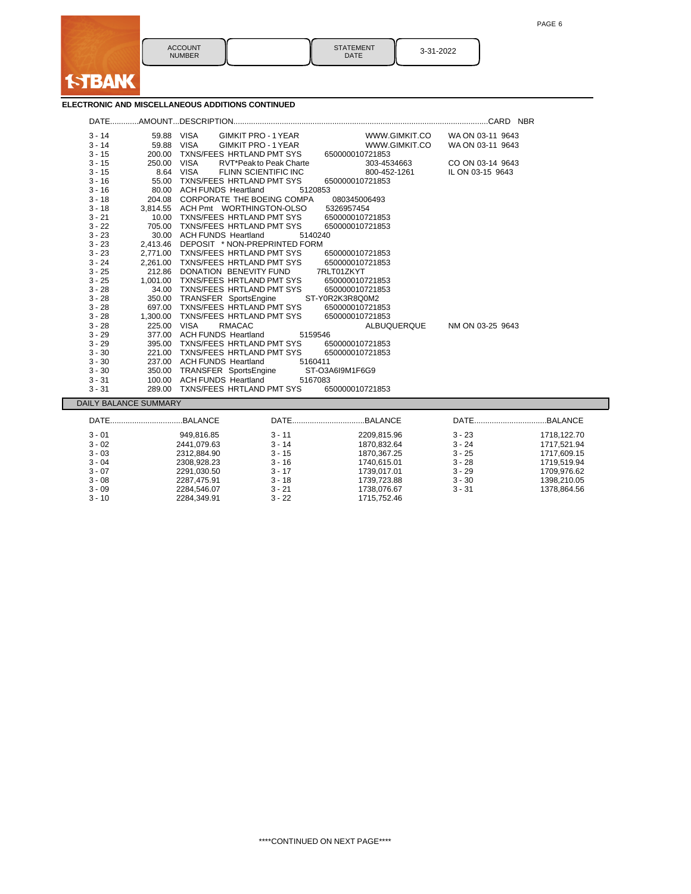1STBANK

| ACCOUNT NUMBER | | STATEMENT DATE | 3-31-2022 |
|---|---|---|---|

## ELECTRONIC AND MISCELLANEOUS ADDITIONS CONTINUED

| DATE | AMOUNT | DESCRIPTION | | | CARD NBR |
|---|---|---|---|---|---|
| 3 - 14 | 59.88 | VISA GIMKIT PRO - 1 YEAR | WWW.GIMKIT.CO | WA ON 03-11 | 9643 |
| 3 - 14 | 59.88 | VISA GIMKIT PRO - 1 YEAR | WWW.GIMKIT.CO | WA ON 03-11 | 9643 |
| 3 - 15 | 200.00 | TXNS/FEES HRTLAND PMT SYS | 650000010721853 | | |
| 3 - 15 | 250.00 | VISA RVT*Peak to Peak Charte | 303-4534663 | CO ON 03-14 | 9643 |
| 3 - 15 | 8.64 | VISA FLINN SCIENTIFIC INC | 800-452-1261 | IL ON 03-15 | 9643 |
| 3 - 16 | 55.00 | TXNS/FEES HRTLAND PMT SYS | 650000010721853 | | |
| 3 - 16 | 80.00 | ACH FUNDS Heartland | 5120853 | | |
| 3 - 18 | 204.08 | CORPORATE THE BOEING COMPA | 080345006493 | | |
| 3 - 18 | 3,814.55 | ACH Pmt WORTHINGTON-OLSO | 5326957454 | | |
| 3 - 21 | 10.00 | TXNS/FEES HRTLAND PMT SYS | 650000010721853 | | |
| 3 - 22 | 705.00 | TXNS/FEES HRTLAND PMT SYS | 650000010721853 | | |
| 3 - 23 | 30.00 | ACH FUNDS Heartland | 5140240 | | |
| 3 - 23 | 2,413.46 | DEPOSIT * NON-PREPRINTED FORM | | | |
| 3 - 23 | 2,771.00 | TXNS/FEES HRTLAND PMT SYS | 650000010721853 | | |
| 3 - 24 | 2,261.00 | TXNS/FEES HRTLAND PMT SYS | 650000010721853 | | |
| 3 - 25 | 212.86 | DONATION BENEVITY FUND | 7RLT01ZKYT | | |
| 3 - 25 | 1,001.00 | TXNS/FEES HRTLAND PMT SYS | 650000010721853 | | |
| 3 - 28 | 34.00 | TXNS/FEES HRTLAND PMT SYS | 650000010721853 | | |
| 3 - 28 | 350.00 | TRANSFER SportsEngine | ST-Y0R2K3R8Q0M2 | | |
| 3 - 28 | 697.00 | TXNS/FEES HRTLAND PMT SYS | 650000010721853 | | |
| 3 - 28 | 1,300.00 | TXNS/FEES HRTLAND PMT SYS | 650000010721853 | | |
| 3 - 28 | 225.00 | VISA RMACAC | ALBUQUERQUE | NM ON 03-25 | 9643 |
| 3 - 29 | 377.00 | ACH FUNDS Heartland | 5159546 | | |
| 3 - 29 | 395.00 | TXNS/FEES HRTLAND PMT SYS | 650000010721853 | | |
| 3 - 30 | 221.00 | TXNS/FEES HRTLAND PMT SYS | 650000010721853 | | |
| 3 - 30 | 237.00 | ACH FUNDS Heartland | 5160411 | | |
| 3 - 30 | 350.00 | TRANSFER SportsEngine | ST-O3A6I9M1F6G9 | | |
| 3 - 31 | 100.00 | ACH FUNDS Heartland | 5167083 | | |
| 3 - 31 | 289.00 | TXNS/FEES HRTLAND PMT SYS | 650000010721853 | | |

## DAILY BALANCE SUMMARY

| DATE | BALANCE | DATE | BALANCE | DATE | BALANCE |
|---|---|---|---|---|---|
| 3 - 01 | 949,816.85 | 3 - 11 | 2209,815.96 | 3 - 23 | 1718,122.70 |
| 3 - 02 | 2441,079.63 | 3 - 14 | 1870,832.64 | 3 - 24 | 1717,521.94 |
| 3 - 03 | 2312,884.90 | 3 - 15 | 1870,367.25 | 3 - 25 | 1717,609.15 |
| 3 - 04 | 2308,928.23 | 3 - 16 | 1740,615.01 | 3 - 28 | 1719,519.94 |
| 3 - 07 | 2291,030.50 | 3 - 17 | 1739,017.01 | 3 - 29 | 1709,976.62 |
| 3 - 08 | 2287,475.91 | 3 - 18 | 1739,723.88 | 3 - 30 | 1398,210.05 |
| 3 - 09 | 2284,546.07 | 3 - 21 | 1738,076.67 | 3 - 31 | 1378,864.56 |
| 3 - 10 | 2284,349.91 | 3 - 22 | 1715,752.46 | | |

****CONTINUED ON NEXT PAGE****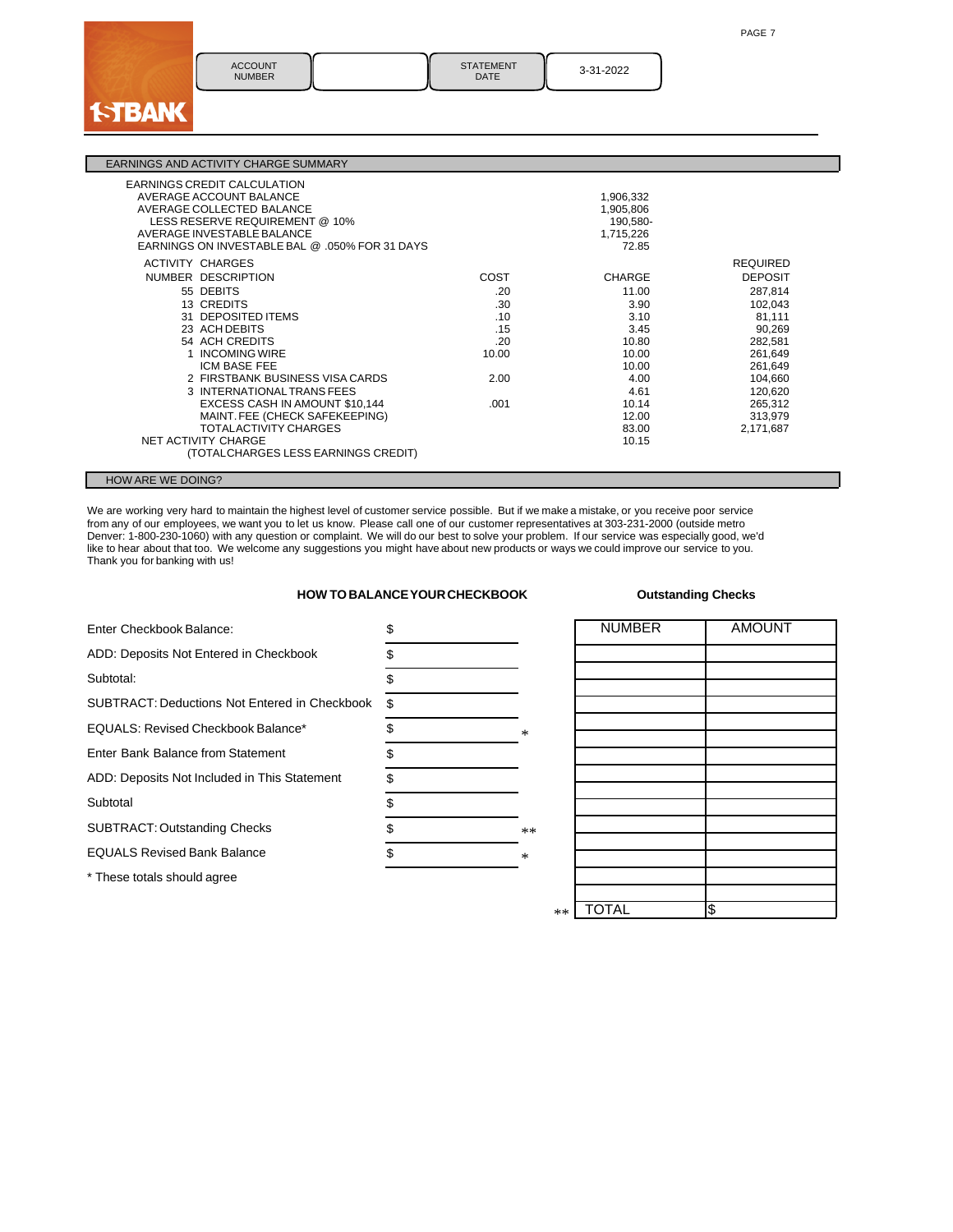1STBANK

| ACCOUNT NUMBER | | STATEMENT DATE | 3-31-2022 |
|---|---|---|---|

## EARNINGS AND ACTIVITY CHARGE SUMMARY

EARNINGS CREDIT CALCULATION

| | |
|---|---|
| AVERAGE ACCOUNT BALANCE | 1,906,332 |
| AVERAGE COLLECTED BALANCE | 1,905,806 |
| LESS RESERVE REQUIREMENT @ 10% | 190,580- |
| AVERAGE INVESTABLE BALANCE | 1,715,226 |
| EARNINGS ON INVESTABLE BAL @ .050% FOR 31 DAYS | 72.85 |

ACTIVITY CHARGES

| NUMBER | DESCRIPTION | COST | CHARGE | REQUIRED DEPOSIT |
|---|---|---|---|---|
| 55 | DEBITS | .20 | 11.00 | 287,814 |
| 13 | CREDITS | .30 | 3.90 | 102,043 |
| 31 | DEPOSITED ITEMS | .10 | 3.10 | 81,111 |
| 23 | ACH DEBITS | .15 | 3.45 | 90,269 |
| 54 | ACH CREDITS | .20 | 10.80 | 282,581 |
| 1 | INCOMING WIRE | 10.00 | 10.00 | 261,649 |
| | ICM BASE FEE | | 10.00 | 261,649 |
| 2 | FIRSTBANK BUSINESS VISA CARDS | 2.00 | 4.00 | 104,660 |
| 3 | INTERNATIONAL TRANS FEES | | 4.61 | 120,620 |
| | EXCESS CASH IN AMOUNT $10,144 | .001 | 10.14 | 265,312 |
| | MAINT. FEE (CHECK SAFEKEEPING) | | 12.00 | 313,979 |
| | TOTAL ACTIVITY CHARGES | | 83.00 | 2,171,687 |

NET ACTIVITY CHARGE — 10.15
(TOTAL CHARGES LESS EARNINGS CREDIT)

## HOW ARE WE DOING?

We are working very hard to maintain the highest level of customer service possible. But if we make a mistake, or you receive poor service from any of our employees, we want you to let us know. Please call one of our customer representatives at 303-231-2000 (outside metro Denver: 1-800-230-1060) with any question or complaint. We will do our best to solve your problem. If our service was especially good, we'd like to hear about that too. We welcome any suggestions you might have about new products or ways we could improve our service to you. Thank you for banking with us!

### HOW TO BALANCE YOUR CHECKBOOK

| | |
|---|---|
| Enter Checkbook Balance: | $ |
| ADD: Deposits Not Entered in Checkbook | $ |
| Subtotal: | $ |
| SUBTRACT: Deductions Not Entered in Checkbook | $ |
| EQUALS: Revised Checkbook Balance* | $ * |
| Enter Bank Balance from Statement | $ |
| ADD: Deposits Not Included in This Statement | $ |
| Subtotal | $ |
| SUBTRACT: Outstanding Checks | $ ** |
| EQUALS Revised Bank Balance | $ * |

* These totals should agree

### Outstanding Checks

| NUMBER | AMOUNT |
|---|---|
| | |
| | |
| | |
| | |
| | |
| | |
| | |
| | |
| | |
| | |
| | |
| | |
| | |
| | |
| | |
| ** TOTAL | $ |